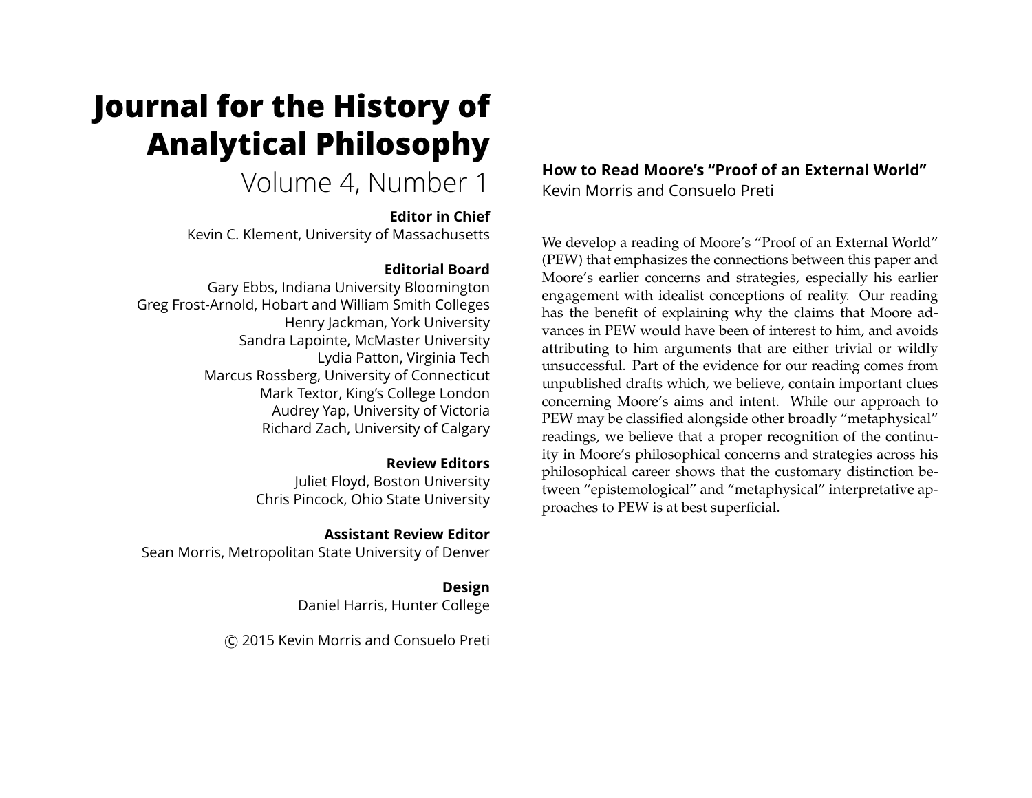# Journal for the History of Analytical Philosophy

Volume 4, Number 1

**Editor in Chief**
Kevin C. Klement, University of Massachusetts

**Editorial Board**
Gary Ebbs, Indiana University Bloomington
Greg Frost-Arnold, Hobart and William Smith Colleges
Henry Jackman, York University
Sandra Lapointe, McMaster University
Lydia Patton, Virginia Tech
Marcus Rossberg, University of Connecticut
Mark Textor, King's College London
Audrey Yap, University of Victoria
Richard Zach, University of Calgary

**Review Editors**
Juliet Floyd, Boston University
Chris Pincock, Ohio State University

**Assistant Review Editor**
Sean Morris, Metropolitan State University of Denver

**Design**
Daniel Harris, Hunter College

© 2015 Kevin Morris and Consuelo Preti

## How to Read Moore's "Proof of an External World"

Kevin Morris and Consuelo Preti

We develop a reading of Moore's "Proof of an External World" (PEW) that emphasizes the connections between this paper and Moore's earlier concerns and strategies, especially his earlier engagement with idealist conceptions of reality. Our reading has the benefit of explaining why the claims that Moore advances in PEW would have been of interest to him, and avoids attributing to him arguments that are either trivial or wildly unsuccessful. Part of the evidence for our reading comes from unpublished drafts which, we believe, contain important clues concerning Moore's aims and intent. While our approach to PEW may be classified alongside other broadly "metaphysical" readings, we believe that a proper recognition of the continuity in Moore's philosophical concerns and strategies across his philosophical career shows that the customary distinction between "epistemological" and "metaphysical" interpretative approaches to PEW is at best superficial.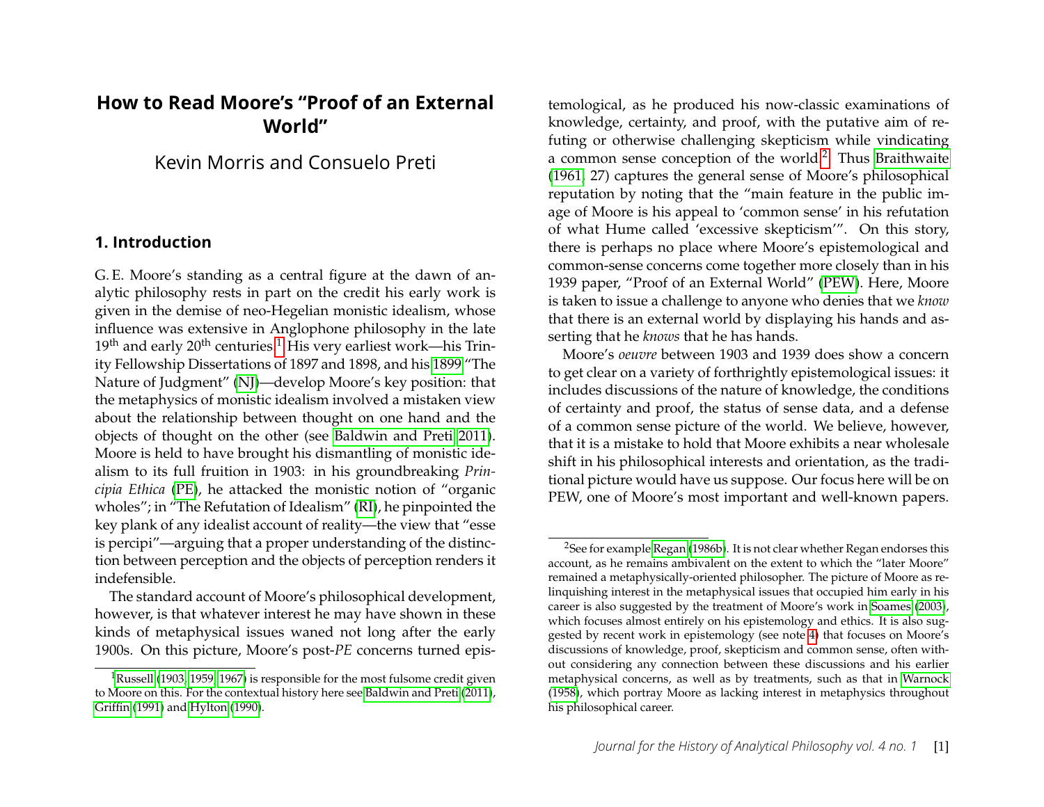# How to Read Moore's "Proof of an External World"

Kevin Morris and Consuelo Preti

## 1. Introduction

G. E. Moore's standing as a central figure at the dawn of analytic philosophy rests in part on the credit his early work is given in the demise of neo-Hegelian monistic idealism, whose influence was extensive in Anglophone philosophy in the late 19th and early 20th centuries.[1] His very earliest work—his Trinity Fellowship Dissertations of 1897 and 1898, and his 1899 "The Nature of Judgment" (NJ)—develop Moore's key position: that the metaphysics of monistic idealism involved a mistaken view about the relationship between thought on one hand and the objects of thought on the other (see Baldwin and Preti 2011). Moore is held to have brought his dismantling of monistic idealism to its full fruition in 1903: in his groundbreaking *Principia Ethica* (PE), he attacked the monistic notion of "organic wholes"; in "The Refutation of Idealism" (RI), he pinpointed the key plank of any idealist account of reality—the view that "esse is percipi"—arguing that a proper understanding of the distinction between perception and the objects of perception renders it indefensible.

The standard account of Moore's philosophical development, however, is that whatever interest he may have shown in these kinds of metaphysical issues waned not long after the early 1900s. On this picture, Moore's post-*PE* concerns turned epistemological, as he produced his now-classic examinations of knowledge, certainty, and proof, with the putative aim of refuting or otherwise challenging skepticism while vindicating a common sense conception of the world.[2] Thus Braithwaite (1961, 27) captures the general sense of Moore's philosophical reputation by noting that the "main feature in the public image of Moore is his appeal to 'common sense' in his refutation of what Hume called 'excessive skepticism'". On this story, there is perhaps no place where Moore's epistemological and common-sense concerns come together more closely than in his 1939 paper, "Proof of an External World" (PEW). Here, Moore is taken to issue a challenge to anyone who denies that we *know* that there is an external world by displaying his hands and asserting that he *knows* that he has hands.

Moore's *oeuvre* between 1903 and 1939 does show a concern to get clear on a variety of forthrightly epistemological issues: it includes discussions of the nature of knowledge, the conditions of certainty and proof, the status of sense data, and a defense of a common sense picture of the world. We believe, however, that it is a mistake to hold that Moore exhibits a near wholesale shift in his philosophical interests and orientation, as the traditional picture would have us suppose. Our focus here will be on PEW, one of Moore's most important and well-known papers.

---

[1] Russell (1903, 1959, 1967) is responsible for the most fulsome credit given to Moore on this. For the contextual history here see Baldwin and Preti (2011), Griffin (1991) and Hylton (1990).

[2] See for example Regan (1986b). It is not clear whether Regan endorses this account, as he remains ambivalent on the extent to which the "later Moore" remained a metaphysically-oriented philosopher. The picture of Moore as relinquishing interest in the metaphysical issues that occupied him early in his career is also suggested by the treatment of Moore's work in Soames (2003), which focuses almost entirely on his epistemology and ethics. It is also suggested by recent work in epistemology (see note 4) that focuses on Moore's discussions of knowledge, proof, skepticism and common sense, often without considering any connection between these discussions and his earlier metaphysical concerns, as well as by treatments, such as that in Warnock (1958), which portray Moore as lacking interest in metaphysics throughout his philosophical career.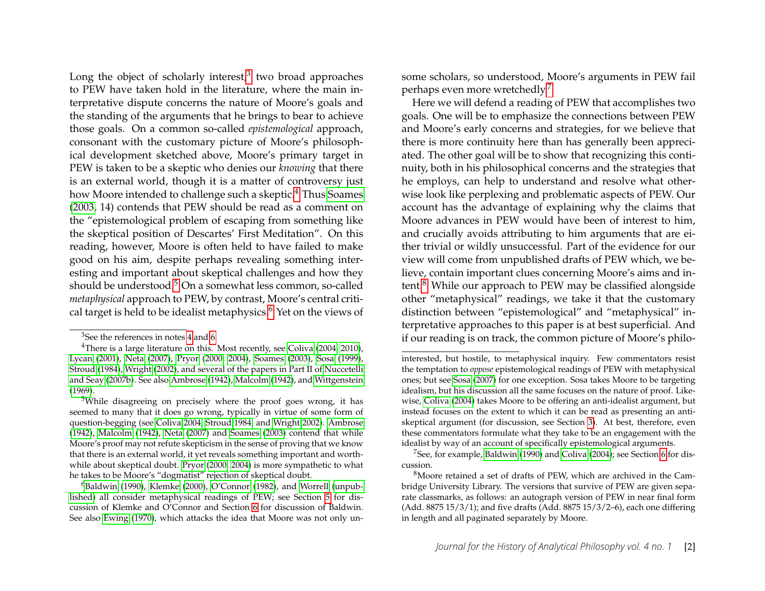Long the object of scholarly interest,[3] two broad approaches to PEW have taken hold in the literature, where the main interpretative dispute concerns the nature of Moore's goals and the standing of the arguments that he brings to bear to achieve those goals. On a common so-called *epistemological* approach, consonant with the customary picture of Moore's philosophical development sketched above, Moore's primary target in PEW is taken to be a skeptic who denies our *knowing* that there is an external world, though it is a matter of controversy just how Moore intended to challenge such a skeptic.[4] Thus Soames (2003, 14) contends that PEW should be read as a comment on the "epistemological problem of escaping from something like the skeptical position of Descartes' First Meditation". On this reading, however, Moore is often held to have failed to make good on his aim, despite perhaps revealing something interesting and important about skeptical challenges and how they should be understood.[5] On a somewhat less common, so-called *metaphysical* approach to PEW, by contrast, Moore's central critical target is held to be idealist metaphysics.[6] Yet on the views of some scholars, so understood, Moore's arguments in PEW fail perhaps even more wretchedly.[7]

Here we will defend a reading of PEW that accomplishes two goals. One will be to emphasize the connections between PEW and Moore's early concerns and strategies, for we believe that there is more continuity here than has generally been appreciated. The other goal will be to show that recognizing this continuity, both in his philosophical concerns and the strategies that he employs, can help to understand and resolve what otherwise look like perplexing and problematic aspects of PEW. Our account has the advantage of explaining why the claims that Moore advances in PEW would have been of interest to him, and crucially avoids attributing to him arguments that are either trivial or wildly unsuccessful. Part of the evidence for our view will come from unpublished drafts of PEW which, we believe, contain important clues concerning Moore's aims and intent.[8] While our approach to PEW may be classified alongside other "metaphysical" readings, we take it that the customary distinction between "epistemological" and "metaphysical" interpretative approaches to this paper is at best superficial. And if our reading is on track, the common picture of Moore's philo-

---

[3] See the references in notes 4 and 6.

[4] There is a large literature on this. Most recently, see Coliva (2004, 2010), Lycan (2001), Neta (2007), Pryor (2000, 2004), Soames (2003), Sosa (1999), Stroud (1984), Wright (2002), and several of the papers in Part II of Nuccetelli and Seay (2007b). See also Ambrose (1942), Malcolm (1942), and Wittgenstein (1969).

[5] While disagreeing on precisely where the proof goes wrong, it has seemed to many that it does go wrong, typically in virtue of some form of question-begging (see Coliva 2004, Stroud 1984, and Wright 2002). Ambrose (1942), Malcolm (1942), Neta (2007) and Soames (2003) contend that while Moore's proof may not refute skepticism in the sense of proving that we know that there is an external world, it yet reveals something important and worthwhile about skeptical doubt. Pryor (2000, 2004) is more sympathetic to what he takes to be Moore's "dogmatist" rejection of skeptical doubt.

[6] Baldwin (1990), Klemke (2000), O'Connor (1982), and Worrell (unpublished) all consider metaphysical readings of PEW; see Section 5 for discussion of Klemke and O'Connor and Section 6 for discussion of Baldwin. See also Ewing (1970), which attacks the idea that Moore was not only uninterested, but hostile, to metaphysical inquiry. Few commentators resist the temptation to *oppose* epistemological readings of PEW with metaphysical ones; but see Sosa (2007) for one exception. Sosa takes Moore to be targeting idealism, but his discussion all the same focuses on the nature of proof. Likewise, Coliva (2004) takes Moore to be offering an anti-idealist argument, but instead focuses on the extent to which it can be read as presenting an anti-skeptical argument (for discussion, see Section 3). At best, therefore, even these commentators formulate what they take to be an engagement with the idealist by way of an account of specifically epistemological arguments.

[7] See, for example, Baldwin (1990) and Coliva (2004); see Section 6 for discussion.

[8] Moore retained a set of drafts of PEW, which are archived in the Cambridge University Library. The versions that survive of PEW are given separate classmarks, as follows: an autograph version of PEW in near final form (Add. 8875 15/3/1); and five drafts (Add. 8875 15/3/2–6), each one differing in length and all paginated separately by Moore.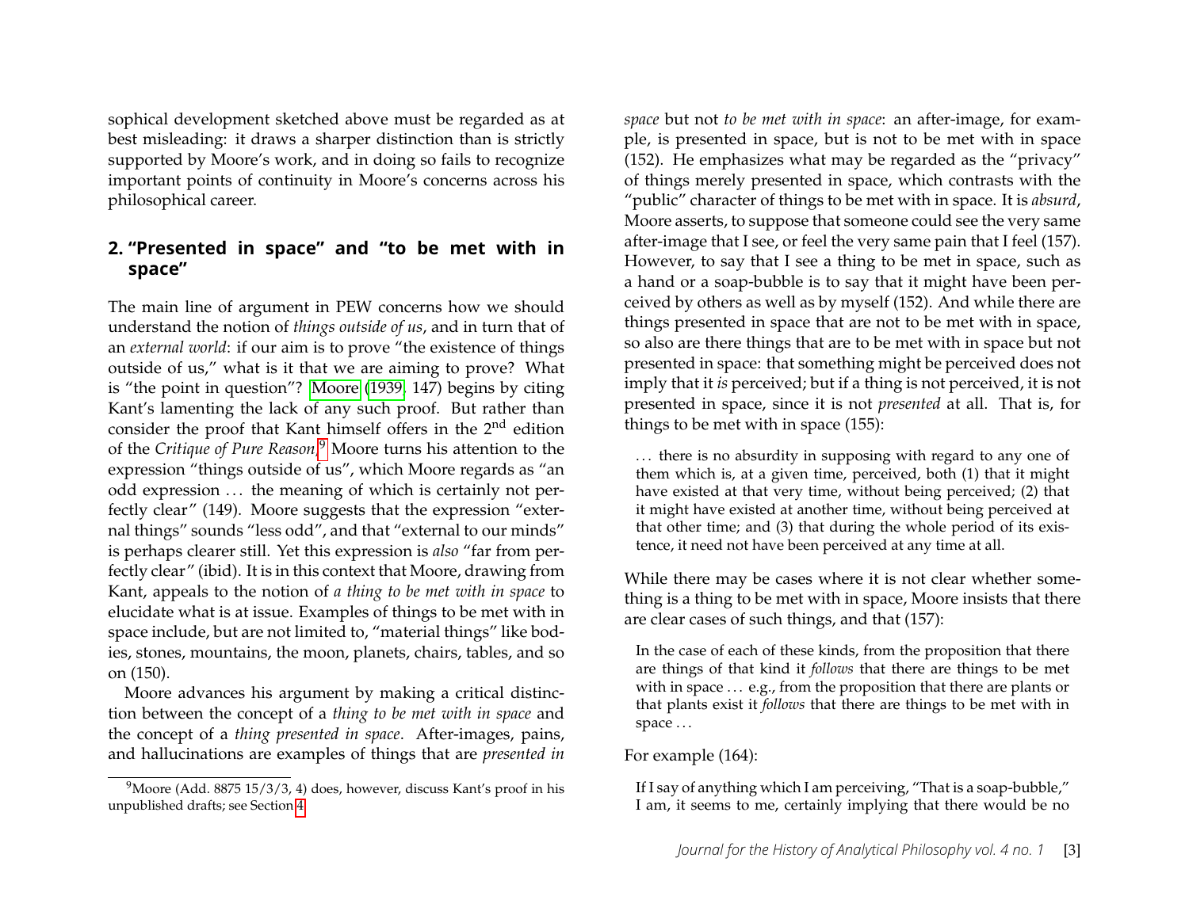sophical development sketched above must be regarded as at best misleading: it draws a sharper distinction than is strictly supported by Moore's work, and in doing so fails to recognize important points of continuity in Moore's concerns across his philosophical career.

## 2. "Presented in space" and "to be met with in space"

The main line of argument in PEW concerns how we should understand the notion of *things outside of us*, and in turn that of an *external world*: if our aim is to prove "the existence of things outside of us," what is it that we are aiming to prove? What is "the point in question"? Moore (1939, 147) begins by citing Kant's lamenting the lack of any such proof. But rather than consider the proof that Kant himself offers in the 2nd edition of the *Critique of Pure Reason*,[9] Moore turns his attention to the expression "things outside of us", which Moore regards as "an odd expression ... the meaning of which is certainly not perfectly clear" (149). Moore suggests that the expression "external things" sounds "less odd", and that "external to our minds" is perhaps clearer still. Yet this expression is *also* "far from perfectly clear" (ibid). It is in this context that Moore, drawing from Kant, appeals to the notion of *a thing to be met with in space* to elucidate what is at issue. Examples of things to be met with in space include, but are not limited to, "material things" like bodies, stones, mountains, the moon, planets, chairs, tables, and so on (150).

Moore advances his argument by making a critical distinction between the concept of a *thing to be met with in space* and the concept of a *thing presented in space*. After-images, pains, and hallucinations are examples of things that are *presented in space* but not *to be met with in space*: an after-image, for example, is presented in space, but is not to be met with in space (152). He emphasizes what may be regarded as the "privacy" of things merely presented in space, which contrasts with the "public" character of things to be met with in space. It is *absurd*, Moore asserts, to suppose that someone could see the very same after-image that I see, or feel the very same pain that I feel (157). However, to say that I see a thing to be met in space, such as a hand or a soap-bubble is to say that it might have been perceived by others as well as by myself (152). And while there are things presented in space that are not to be met with in space, so also are there things that are to be met with in space but not presented in space: that something might be perceived does not imply that it *is* perceived; but if a thing is not perceived, it is not presented in space, since it is not *presented* at all. That is, for things to be met with in space (155):

> ... there is no absurdity in supposing with regard to any one of them which is, at a given time, perceived, both (1) that it might have existed at that very time, without being perceived; (2) that it might have existed at another time, without being perceived at that other time; and (3) that during the whole period of its existence, it need not have been perceived at any time at all.

While there may be cases where it is not clear whether something is a thing to be met with in space, Moore insists that there are clear cases of such things, and that (157):

> In the case of each of these kinds, from the proposition that there are things of that kind it *follows* that there are things to be met with in space ... e.g., from the proposition that there are plants or that plants exist it *follows* that there are things to be met with in space ...

For example (164):

> If I say of anything which I am perceiving, "That is a soap-bubble," I am, it seems to me, certainly implying that there would be no

[9] Moore (Add. 8875 15/3/3, 4) does, however, discuss Kant's proof in his unpublished drafts; see Section 4.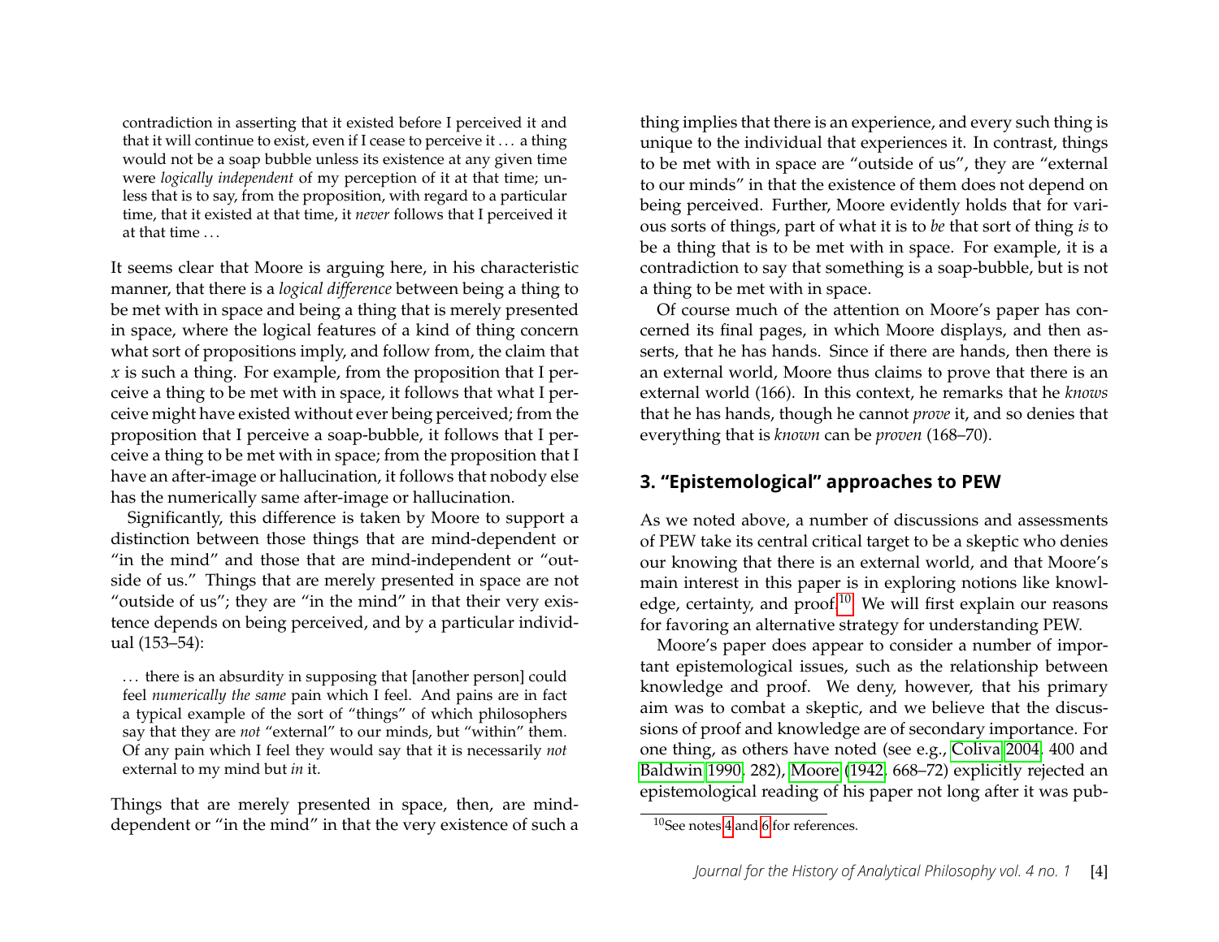> contradiction in asserting that it existed before I perceived it and that it will continue to exist, even if I cease to perceive it ... a thing would not be a soap bubble unless its existence at any given time were *logically independent* of my perception of it at that time; unless that is to say, from the proposition, with regard to a particular time, that it existed at that time, it *never* follows that I perceived it at that time ...

It seems clear that Moore is arguing here, in his characteristic manner, that there is a *logical difference* between being a thing to be met with in space and being a thing that is merely presented in space, where the logical features of a kind of thing concern what sort of propositions imply, and follow from, the claim that $x$ is such a thing. For example, from the proposition that I perceive a thing to be met with in space, it follows that what I perceive might have existed without ever being perceived; from the proposition that I perceive a soap-bubble, it follows that I perceive a thing to be met with in space; from the proposition that I have an after-image or hallucination, it follows that nobody else has the numerically same after-image or hallucination.

Significantly, this difference is taken by Moore to support a distinction between those things that are mind-dependent or "in the mind" and those that are mind-independent or "outside of us." Things that are merely presented in space are not "outside of us"; they are "in the mind" in that their very existence depends on being perceived, and by a particular individual (153–54):

> ... there is an absurdity in supposing that [another person] could feel *numerically the same* pain which I feel. And pains are in fact a typical example of the sort of "things" of which philosophers say that they are *not* "external" to our minds, but "within" them. Of any pain which I feel they would say that it is necessarily *not* external to my mind but *in* it.

Things that are merely presented in space, then, are mind-dependent or "in the mind" in that the very existence of such a thing implies that there is an experience, and every such thing is unique to the individual that experiences it. In contrast, things to be met with in space are "outside of us", they are "external to our minds" in that the existence of them does not depend on being perceived. Further, Moore evidently holds that for various sorts of things, part of what it is to *be* that sort of thing *is* to be a thing that is to be met with in space. For example, it is a contradiction to say that something is a soap-bubble, but is not a thing to be met with in space.

Of course much of the attention on Moore's paper has concerned its final pages, in which Moore displays, and then asserts, that he has hands. Since if there are hands, then there is an external world, Moore thus claims to prove that there is an external world (166). In this context, he remarks that he *knows* that he has hands, though he cannot *prove* it, and so denies that everything that is *known* can be *proven* (168–70).

## 3. "Epistemological" approaches to PEW

As we noted above, a number of discussions and assessments of PEW take its central critical target to be a skeptic who denies our knowing that there is an external world, and that Moore's main interest in this paper is in exploring notions like knowledge, certainty, and proof.[10] We will first explain our reasons for favoring an alternative strategy for understanding PEW.

Moore's paper does appear to consider a number of important epistemological issues, such as the relationship between knowledge and proof. We deny, however, that his primary aim was to combat a skeptic, and we believe that the discussions of proof and knowledge are of secondary importance. For one thing, as others have noted (see e.g., Coliva 2004, 400 and Baldwin 1990, 282), Moore (1942, 668–72) explicitly rejected an epistemological reading of his paper not long after it was pub-

[10] See notes 4 and 6 for references.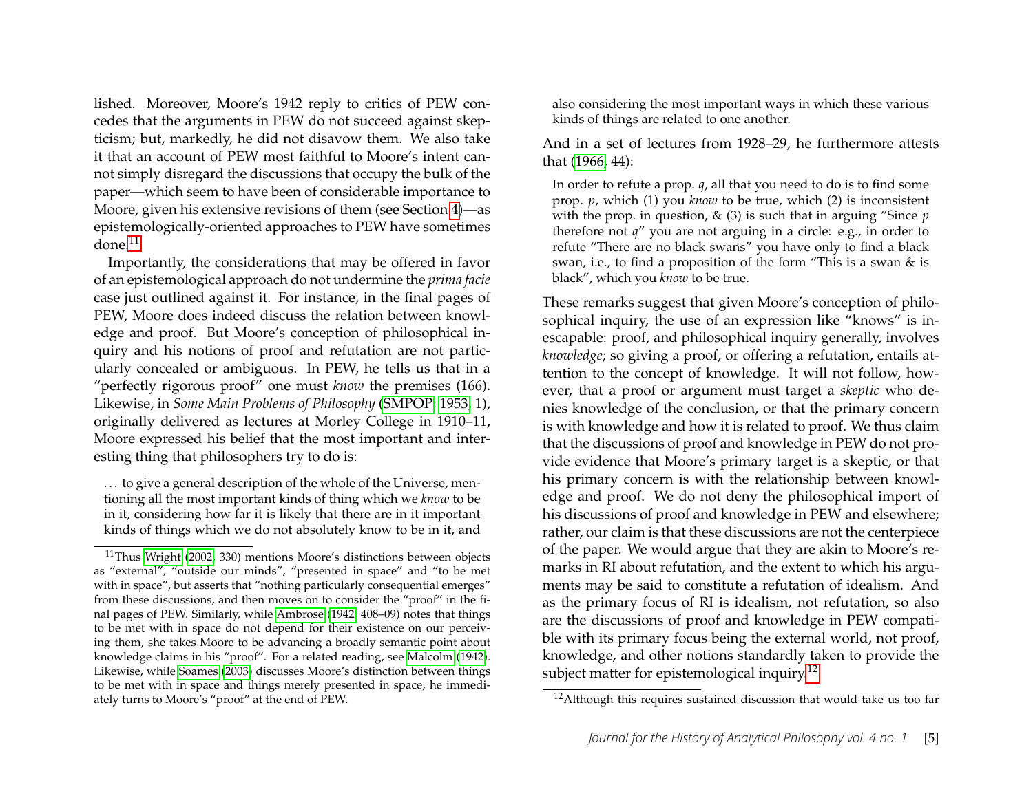lished. Moreover, Moore's 1942 reply to critics of PEW concedes that the arguments in PEW do not succeed against skepticism; but, markedly, he did not disavow them. We also take it that an account of PEW most faithful to Moore's intent cannot simply disregard the discussions that occupy the bulk of the paper—which seem to have been of considerable importance to Moore, given his extensive revisions of them (see Section 4)—as epistemologically-oriented approaches to PEW have sometimes done.[11]

Importantly, the considerations that may be offered in favor of an epistemological approach do not undermine the *prima facie* case just outlined against it. For instance, in the final pages of PEW, Moore does indeed discuss the relation between knowledge and proof. But Moore's conception of philosophical inquiry and his notions of proof and refutation are not particularly concealed or ambiguous. In PEW, he tells us that in a "perfectly rigorous proof" one must *know* the premises (166). Likewise, in *Some Main Problems of Philosophy* (SMPOP; 1953, 1), originally delivered as lectures at Morley College in 1910–11, Moore expressed his belief that the most important and interesting thing that philosophers try to do is:

> . . . to give a general description of the whole of the Universe, mentioning all the most important kinds of thing which we *know* to be in it, considering how far it is likely that there are in it important kinds of things which we do not absolutely know to be in it, and also considering the most important ways in which these various kinds of things are related to one another.

And in a set of lectures from 1928–29, he furthermore attests that (1966, 44):

> In order to refute a prop. *q*, all that you need to do is to find some prop. *p*, which (1) you *know* to be true, which (2) is inconsistent with the prop. in question, & (3) is such that in arguing "Since *p* therefore not *q*" you are not arguing in a circle: e.g., in order to refute "There are no black swans" you have only to find a black swan, i.e., to find a proposition of the form "This is a swan & is black", which you *know* to be true.

These remarks suggest that given Moore's conception of philosophical inquiry, the use of an expression like "knows" is inescapable: proof, and philosophical inquiry generally, involves *knowledge*; so giving a proof, or offering a refutation, entails attention to the concept of knowledge. It will not follow, however, that a proof or argument must target a *skeptic* who denies knowledge of the conclusion, or that the primary concern is with knowledge and how it is related to proof. We thus claim that the discussions of proof and knowledge in PEW do not provide evidence that Moore's primary target is a skeptic, or that his primary concern is with the relationship between knowledge and proof. We do not deny the philosophical import of his discussions of proof and knowledge in PEW and elsewhere; rather, our claim is that these discussions are not the centerpiece of the paper. We would argue that they are akin to Moore's remarks in RI about refutation, and the extent to which his arguments may be said to constitute a refutation of idealism. And as the primary focus of RI is idealism, not refutation, so also are the discussions of proof and knowledge in PEW compatible with its primary focus being the external world, not proof, knowledge, and other notions standardly taken to provide the subject matter for epistemological inquiry.[12]

---

[11] Thus Wright (2002, 330) mentions Moore's distinctions between objects as "external", "outside our minds", "presented in space" and "to be met with in space", but asserts that "nothing particularly consequential emerges" from these discussions, and then moves on to consider the "proof" in the final pages of PEW. Similarly, while Ambrose (1942, 408–09) notes that things to be met with in space do not depend for their existence on our perceiving them, she takes Moore to be advancing a broadly semantic point about knowledge claims in his "proof". For a related reading, see Malcolm (1942). Likewise, while Soames (2003) discusses Moore's distinction between things to be met with in space and things merely presented in space, he immediately turns to Moore's "proof" at the end of PEW.

[12] Although this requires sustained discussion that would take us too far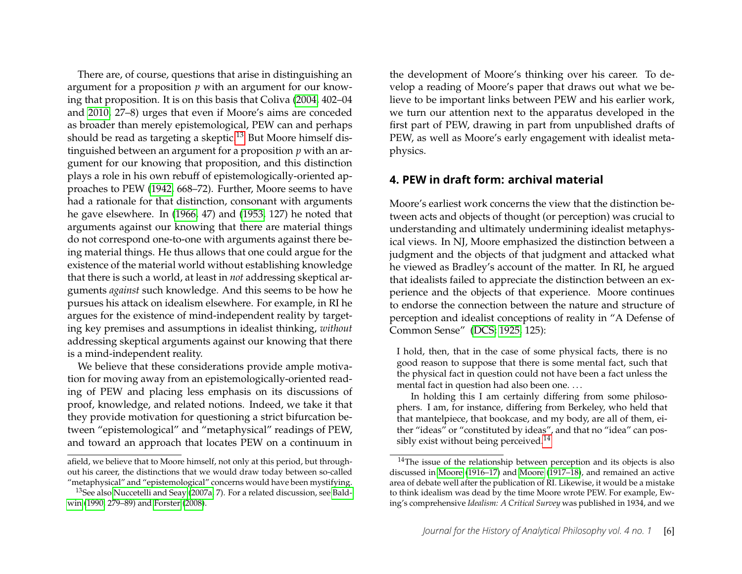There are, of course, questions that arise in distinguishing an argument for a proposition *p* with an argument for our knowing that proposition. It is on this basis that Coliva (2004, 402–04 and 2010, 27–8) urges that even if Moore's aims are conceded as broader than merely epistemological, PEW can and perhaps should be read as targeting a skeptic.[13] But Moore himself distinguished between an argument for a proposition *p* with an argument for our knowing that proposition, and this distinction plays a role in his own rebuff of epistemologically-oriented approaches to PEW (1942, 668–72). Further, Moore seems to have had a rationale for that distinction, consonant with arguments he gave elsewhere. In (1966, 47) and (1953, 127) he noted that arguments against our knowing that there are material things do not correspond one-to-one with arguments against there being material things. He thus allows that one could argue for the existence of the material world without establishing knowledge that there is such a world, at least in *not* addressing skeptical arguments *against* such knowledge. And this seems to be how he pursues his attack on idealism elsewhere. For example, in RI he argues for the existence of mind-independent reality by targeting key premises and assumptions in idealist thinking, *without* addressing skeptical arguments against our knowing that there is a mind-independent reality.

We believe that these considerations provide ample motivation for moving away from an epistemologically-oriented reading of PEW and placing less emphasis on its discussions of proof, knowledge, and related notions. Indeed, we take it that they provide motivation for questioning a strict bifurcation between "epistemological" and "metaphysical" readings of PEW, and toward an approach that locates PEW on a continuum in the development of Moore's thinking over his career. To develop a reading of Moore's paper that draws out what we believe to be important links between PEW and his earlier work, we turn our attention next to the apparatus developed in the first part of PEW, drawing in part from unpublished drafts of PEW, as well as Moore's early engagement with idealist metaphysics.

## 4. PEW in draft form: archival material

Moore's earliest work concerns the view that the distinction between acts and objects of thought (or perception) was crucial to understanding and ultimately undermining idealist metaphysical views. In NJ, Moore emphasized the distinction between a judgment and the objects of that judgment and attacked what he viewed as Bradley's account of the matter. In RI, he argued that idealists failed to appreciate the distinction between an experience and the objects of that experience. Moore continues to endorse the connection between the nature and structure of perception and idealist conceptions of reality in "A Defense of Common Sense" (DCS; 1925, 125):

> I hold, then, that in the case of some physical facts, there is no good reason to suppose that there is some mental fact, such that the physical fact in question could not have been a fact unless the mental fact in question had also been one. . . .
>
> In holding this I am certainly differing from some philosophers. I am, for instance, differing from Berkeley, who held that that mantelpiece, that bookcase, and my body, are all of them, either "ideas" or "constituted by ideas", and that no "idea" can possibly exist without being perceived.[14]

---

afield, we believe that to Moore himself, not only at this period, but throughout his career, the distinctions that we would draw today between so-called "metaphysical" and "epistemological" concerns would have been mystifying.

[13] See also Nuccetelli and Seay (2007a, 7). For a related discussion, see Baldwin (1990, 279–89) and Forster (2008).

[14] The issue of the relationship between perception and its objects is also discussed in Moore (1916–17) and Moore (1917–18), and remained an active area of debate well after the publication of RI. Likewise, it would be a mistake to think idealism was dead by the time Moore wrote PEW. For example, Ewing's comprehensive *Idealism: A Critical Survey* was published in 1934, and we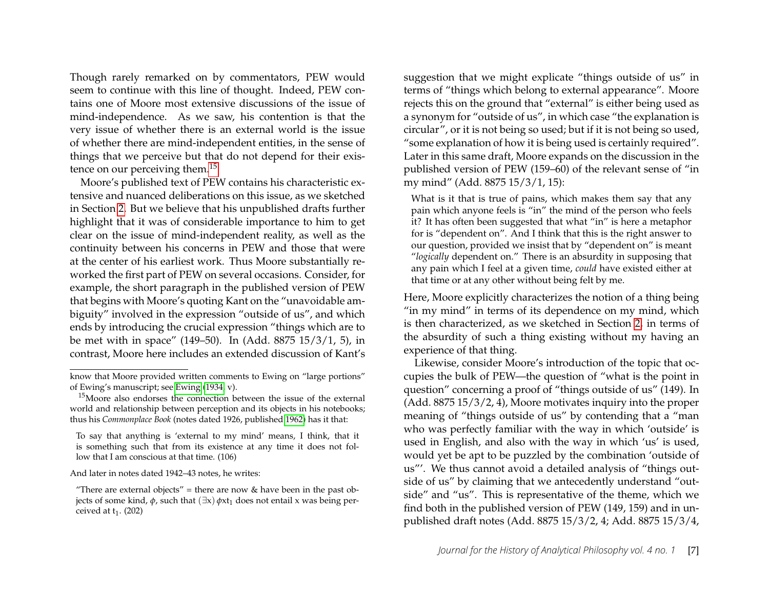Though rarely remarked on by commentators, PEW would seem to continue with this line of thought. Indeed, PEW contains one of Moore most extensive discussions of the issue of mind-independence. As we saw, his contention is that the very issue of whether there is an external world is the issue of whether there are mind-independent entities, in the sense of things that we perceive but that do not depend for their existence on our perceiving them.[15]

Moore's published text of PEW contains his characteristic extensive and nuanced deliberations on this issue, as we sketched in Section 2. But we believe that his unpublished drafts further highlight that it was of considerable importance to him to get clear on the issue of mind-independent reality, as well as the continuity between his concerns in PEW and those that were at the center of his earliest work. Thus Moore substantially reworked the first part of PEW on several occasions. Consider, for example, the short paragraph in the published version of PEW that begins with Moore's quoting Kant on the "unavoidable ambiguity" involved in the expression "outside of us", and which ends by introducing the crucial expression "things which are to be met with in space" (149–50). In (Add. 8875 15/3/1, 5), in contrast, Moore here includes an extended discussion of Kant's suggestion that we might explicate "things outside of us" in terms of "things which belong to external appearance". Moore rejects this on the ground that "external" is either being used as a synonym for "outside of us", in which case "the explanation is circular", or it is not being so used; but if it is not being so used, "some explanation of how it is being used is certainly required". Later in this same draft, Moore expands on the discussion in the published version of PEW (159–60) of the relevant sense of "in my mind" (Add. 8875 15/3/1, 15):

> What is it that is true of pains, which makes them say that any pain which anyone feels is "in" the mind of the person who feels it? It has often been suggested that what "in" is here a metaphor for is "dependent on". And I think that this is the right answer to our question, provided we insist that by "dependent on" is meant "*logically* dependent on." There is an absurdity in supposing that any pain which I feel at a given time, *could* have existed either at that time or at any other without being felt by me.

Here, Moore explicitly characterizes the notion of a thing being "in my mind" in terms of its dependence on my mind, which is then characterized, as we sketched in Section 2, in terms of the absurdity of such a thing existing without my having an experience of that thing.

Likewise, consider Moore's introduction of the topic that occupies the bulk of PEW—the question of "what is the point in question" concerning a proof of "things outside of us" (149). In (Add. 8875 15/3/2, 4), Moore motivates inquiry into the proper meaning of "things outside of us" by contending that a "man who was perfectly familiar with the way in which 'outside' is used in English, and also with the way in which 'us' is used, would yet be apt to be puzzled by the combination 'outside of us"'. We thus cannot avoid a detailed analysis of "things outside of us" by claiming that we antecedently understand "outside" and "us". This is representative of the theme, which we find both in the published version of PEW (149, 159) and in unpublished draft notes (Add. 8875 15/3/2, 4; Add. 8875 15/3/4,

---

know that Moore provided written comments to Ewing on "large portions" of Ewing's manuscript; see Ewing (1934, v).

[15] Moore also endorses the connection between the issue of the external world and relationship between perception and its objects in his notebooks; thus his *Commonplace Book* (notes dated 1926, published 1962) has it that:

> To say that anything is 'external to my mind' means, I think, that it is something such that from its existence at any time it does not follow that I am conscious at that time. (106)

And later in notes dated 1942–43 notes, he writes:

> "There are external objects" = there are now & have been in the past objects of some kind, $\phi$, such that $(\exists x)\,\phi x t_1$ does not entail x was being perceived at $t_1$. (202)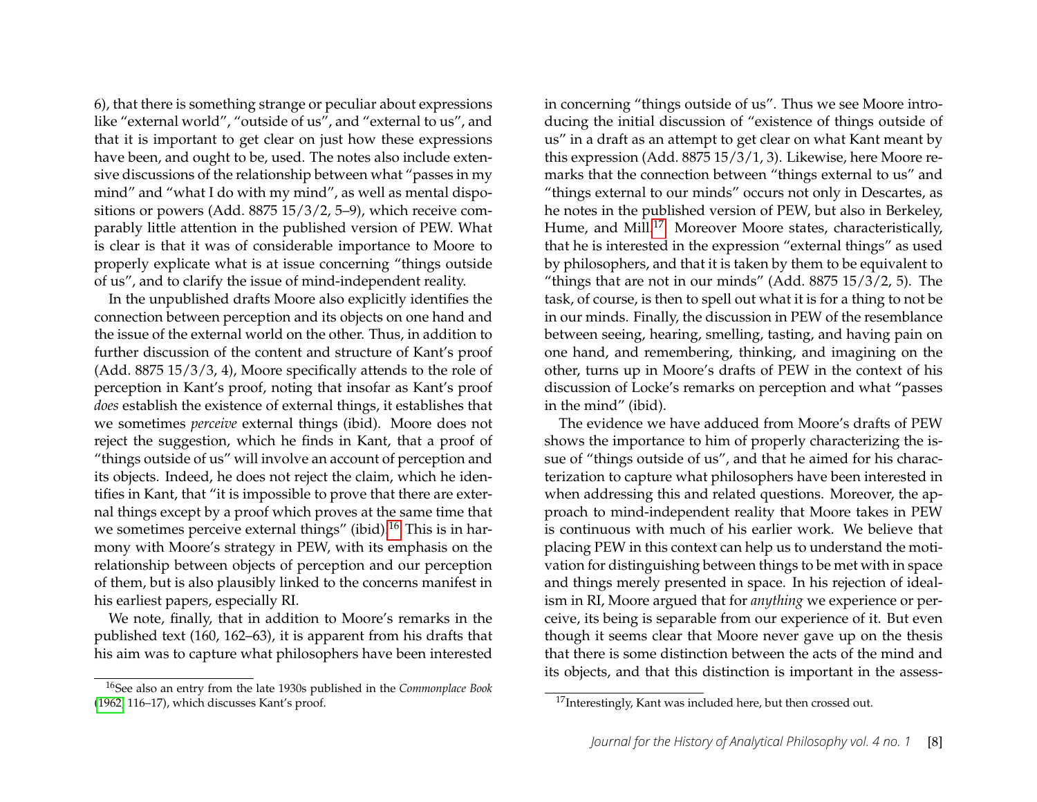6), that there is something strange or peculiar about expressions like "external world", "outside of us", and "external to us", and that it is important to get clear on just how these expressions have been, and ought to be, used. The notes also include extensive discussions of the relationship between what "passes in my mind" and "what I do with my mind", as well as mental dispositions or powers (Add. 8875 15/3/2, 5–9), which receive comparably little attention in the published version of PEW. What is clear is that it was of considerable importance to Moore to properly explicate what is at issue concerning "things outside of us", and to clarify the issue of mind-independent reality.

In the unpublished drafts Moore also explicitly identifies the connection between perception and its objects on one hand and the issue of the external world on the other. Thus, in addition to further discussion of the content and structure of Kant's proof (Add. 8875 15/3/3, 4), Moore specifically attends to the role of perception in Kant's proof, noting that insofar as Kant's proof *does* establish the existence of external things, it establishes that we sometimes *perceive* external things (ibid). Moore does not reject the suggestion, which he finds in Kant, that a proof of "things outside of us" will involve an account of perception and its objects. Indeed, he does not reject the claim, which he identifies in Kant, that "it is impossible to prove that there are external things except by a proof which proves at the same time that we sometimes perceive external things" (ibid).[16] This is in harmony with Moore's strategy in PEW, with its emphasis on the relationship between objects of perception and our perception of them, but is also plausibly linked to the concerns manifest in his earliest papers, especially RI.

We note, finally, that in addition to Moore's remarks in the published text (160, 162–63), it is apparent from his drafts that his aim was to capture what philosophers have been interested in concerning "things outside of us". Thus we see Moore introducing the initial discussion of "existence of things outside of us" in a draft as an attempt to get clear on what Kant meant by this expression (Add. 8875 15/3/1, 3). Likewise, here Moore remarks that the connection between "things external to us" and "things external to our minds" occurs not only in Descartes, as he notes in the published version of PEW, but also in Berkeley, Hume, and Mill.[17] Moreover Moore states, characteristically, that he is interested in the expression "external things" as used by philosophers, and that it is taken by them to be equivalent to "things that are not in our minds" (Add. 8875 15/3/2, 5). The task, of course, is then to spell out what it is for a thing to not be in our minds. Finally, the discussion in PEW of the resemblance between seeing, hearing, smelling, tasting, and having pain on one hand, and remembering, thinking, and imagining on the other, turns up in Moore's drafts of PEW in the context of his discussion of Locke's remarks on perception and what "passes in the mind" (ibid).

The evidence we have adduced from Moore's drafts of PEW shows the importance to him of properly characterizing the issue of "things outside of us", and that he aimed for his characterization to capture what philosophers have been interested in when addressing this and related questions. Moreover, the approach to mind-independent reality that Moore takes in PEW is continuous with much of his earlier work. We believe that placing PEW in this context can help us to understand the motivation for distinguishing between things to be met with in space and things merely presented in space. In his rejection of idealism in RI, Moore argued that for *anything* we experience or perceive, its being is separable from our experience of it. But even though it seems clear that Moore never gave up on the thesis that there is some distinction between the acts of the mind and its objects, and that this distinction is important in the assess-

[16] See also an entry from the late 1930s published in the *Commonplace Book* (1962, 116–17), which discusses Kant's proof.

[17] Interestingly, Kant was included here, but then crossed out.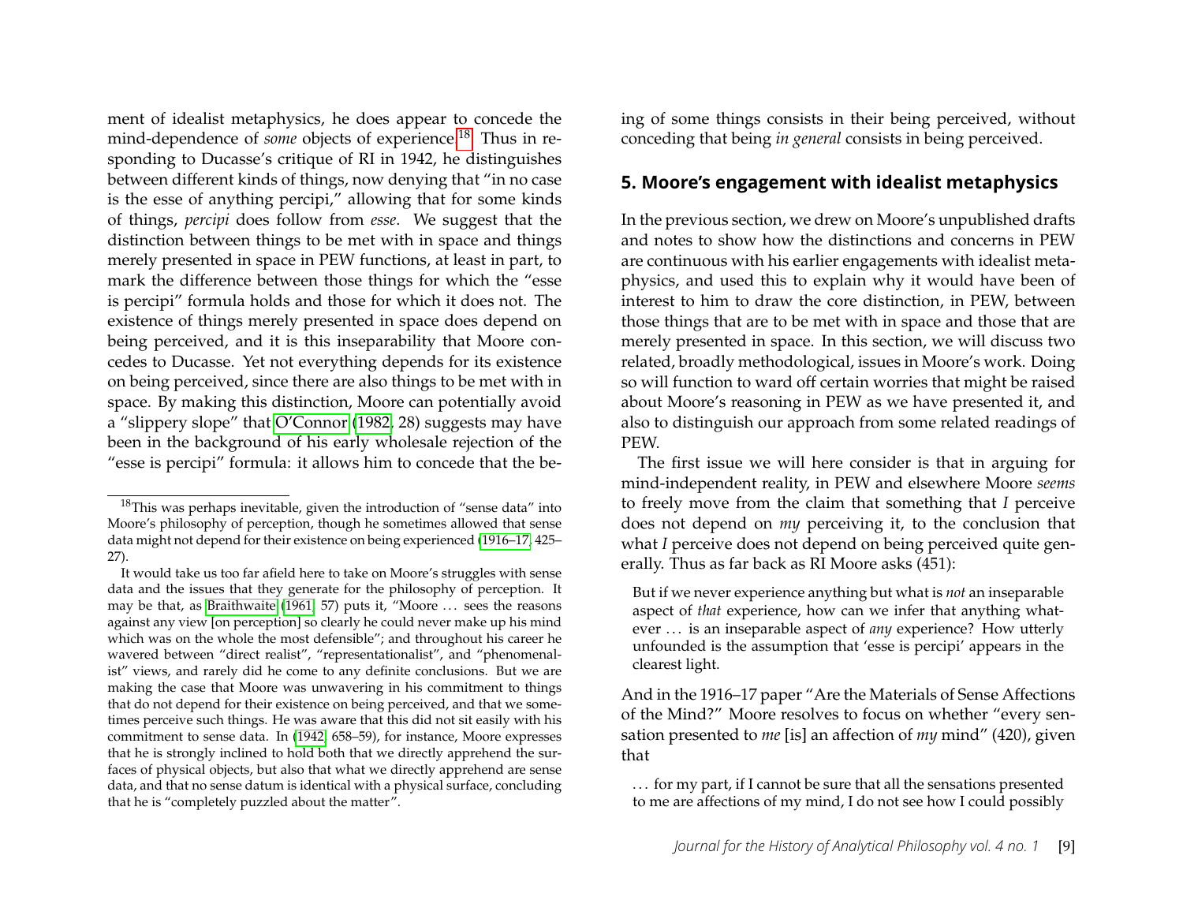ment of idealist metaphysics, he does appear to concede the mind-dependence of *some* objects of experience.[18] Thus in responding to Ducasse's critique of RI in 1942, he distinguishes between different kinds of things, now denying that "in no case is the esse of anything percipi," allowing that for some kinds of things, *percipi* does follow from *esse*. We suggest that the distinction between things to be met with in space and things merely presented in space in PEW functions, at least in part, to mark the difference between those things for which the "esse is percipi" formula holds and those for which it does not. The existence of things merely presented in space does depend on being perceived, and it is this inseparability that Moore concedes to Ducasse. Yet not everything depends for its existence on being perceived, since there are also things to be met with in space. By making this distinction, Moore can potentially avoid a "slippery slope" that O'Connor (1982, 28) suggests may have been in the background of his early wholesale rejection of the "esse is percipi" formula: it allows him to concede that the being of some things consists in their being perceived, without conceding that being *in general* consists in being perceived.

[18]This was perhaps inevitable, given the introduction of "sense data" into Moore's philosophy of perception, though he sometimes allowed that sense data might not depend for their existence on being experienced (1916–17, 425–27).

It would take us too far afield here to take on Moore's struggles with sense data and the issues that they generate for the philosophy of perception. It may be that, as Braithwaite (1961, 57) puts it, "Moore ... sees the reasons against any view [on perception] so clearly he could never make up his mind which was on the whole the most defensible"; and throughout his career he wavered between "direct realist", "representationalist", and "phenomenalist" views, and rarely did he come to any definite conclusions. But we are making the case that Moore was unwavering in his commitment to things that do not depend for their existence on being perceived, and that we sometimes perceive such things. He was aware that this did not sit easily with his commitment to sense data. In (1942, 658–59), for instance, Moore expresses that he is strongly inclined to hold both that we directly apprehend the surfaces of physical objects, but also that what we directly apprehend are sense data, and that no sense datum is identical with a physical surface, concluding that he is "completely puzzled about the matter".

## 5. Moore's engagement with idealist metaphysics

In the previous section, we drew on Moore's unpublished drafts and notes to show how the distinctions and concerns in PEW are continuous with his earlier engagements with idealist metaphysics, and used this to explain why it would have been of interest to him to draw the core distinction, in PEW, between those things that are to be met with in space and those that are merely presented in space. In this section, we will discuss two related, broadly methodological, issues in Moore's work. Doing so will function to ward off certain worries that might be raised about Moore's reasoning in PEW as we have presented it, and also to distinguish our approach from some related readings of PEW.

The first issue we will here consider is that in arguing for mind-independent reality, in PEW and elsewhere Moore *seems* to freely move from the claim that something that *I* perceive does not depend on *my* perceiving it, to the conclusion that what *I* perceive does not depend on being perceived quite generally. Thus as far back as RI Moore asks (451):

> But if we never experience anything but what is *not* an inseparable aspect of *that* experience, how can we infer that anything whatever ... is an inseparable aspect of *any* experience? How utterly unfounded is the assumption that 'esse is percipi' appears in the clearest light.

And in the 1916–17 paper "Are the Materials of Sense Affections of the Mind?" Moore resolves to focus on whether "every sensation presented to *me* [is] an affection of *my* mind" (420), given that

> ... for my part, if I cannot be sure that all the sensations presented to me are affections of my mind, I do not see how I could possibly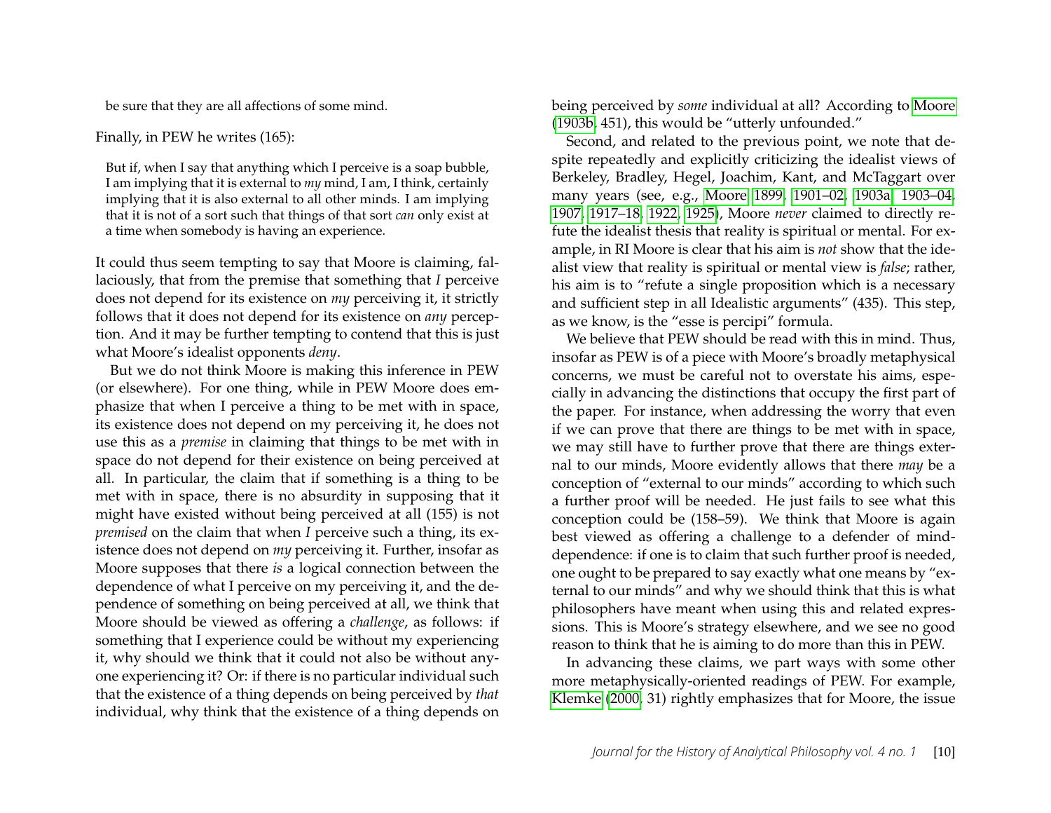> be sure that they are all affections of some mind.

Finally, in PEW he writes (165):

> But if, when I say that anything which I perceive is a soap bubble, I am implying that it is external to *my* mind, I am, I think, certainly implying that it is also external to all other minds. I am implying that it is not of a sort such that things of that sort *can* only exist at a time when somebody is having an experience.

It could thus seem tempting to say that Moore is claiming, fallaciously, that from the premise that something that *I* perceive does not depend for its existence on *my* perceiving it, it strictly follows that it does not depend for its existence on *any* perception. And it may be further tempting to contend that this is just what Moore's idealist opponents *deny*.

But we do not think Moore is making this inference in PEW (or elsewhere). For one thing, while in PEW Moore does emphasize that when I perceive a thing to be met with in space, its existence does not depend on my perceiving it, he does not use this as a *premise* in claiming that things to be met with in space do not depend for their existence on being perceived at all. In particular, the claim that if something is a thing to be met with in space, there is no absurdity in supposing that it might have existed without being perceived at all (155) is not *premised* on the claim that when *I* perceive such a thing, its existence does not depend on *my* perceiving it. Further, insofar as Moore supposes that there *is* a logical connection between the dependence of what I perceive on my perceiving it, and the dependence of something on being perceived at all, we think that Moore should be viewed as offering a *challenge*, as follows: if something that I experience could be without my experiencing it, why should we think that it could not also be without anyone experiencing it? Or: if there is no particular individual such that the existence of a thing depends on being perceived by *that* individual, why think that the existence of a thing depends on being perceived by *some* individual at all? According to Moore (1903b, 451), this would be "utterly unfounded."

Second, and related to the previous point, we note that despite repeatedly and explicitly criticizing the idealist views of Berkeley, Bradley, Hegel, Joachim, Kant, and McTaggart over many years (see, e.g., Moore 1899, 1901–02, 1903a, 1903–04, 1907, 1917–18, 1922, 1925), Moore *never* claimed to directly refute the idealist thesis that reality is spiritual or mental. For example, in RI Moore is clear that his aim is *not* show that the idealist view that reality is spiritual or mental view is *false*; rather, his aim is to "refute a single proposition which is a necessary and sufficient step in all Idealistic arguments" (435). This step, as we know, is the "esse is percipi" formula.

We believe that PEW should be read with this in mind. Thus, insofar as PEW is of a piece with Moore's broadly metaphysical concerns, we must be careful not to overstate his aims, especially in advancing the distinctions that occupy the first part of the paper. For instance, when addressing the worry that even if we can prove that there are things to be met with in space, we may still have to further prove that there are things external to our minds, Moore evidently allows that there *may* be a conception of "external to our minds" according to which such a further proof will be needed. He just fails to see what this conception could be (158–59). We think that Moore is again best viewed as offering a challenge to a defender of mind-dependence: if one is to claim that such further proof is needed, one ought to be prepared to say exactly what one means by "external to our minds" and why we should think that this is what philosophers have meant when using this and related expressions. This is Moore's strategy elsewhere, and we see no good reason to think that he is aiming to do more than this in PEW.

In advancing these claims, we part ways with some other more metaphysically-oriented readings of PEW. For example, Klemke (2000, 31) rightly emphasizes that for Moore, the issue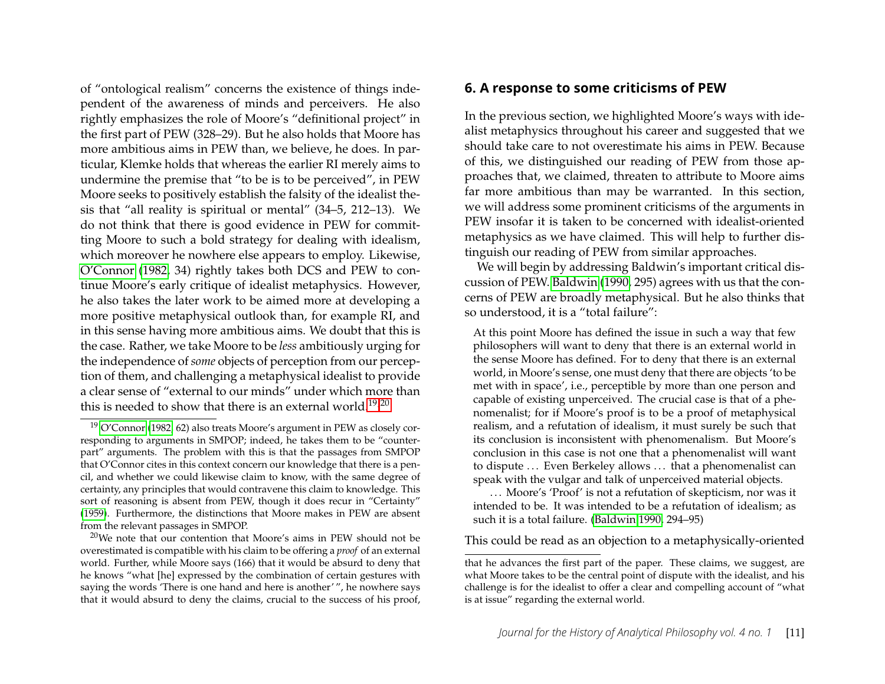of "ontological realism" concerns the existence of things independent of the awareness of minds and perceivers. He also rightly emphasizes the role of Moore's "definitional project" in the first part of PEW (328–29). But he also holds that Moore has more ambitious aims in PEW than, we believe, he does. In particular, Klemke holds that whereas the earlier RI merely aims to undermine the premise that "to be is to be perceived", in PEW Moore seeks to positively establish the falsity of the idealist thesis that "all reality is spiritual or mental" (34–5, 212–13). We do not think that there is good evidence in PEW for committing Moore to such a bold strategy for dealing with idealism, which moreover he nowhere else appears to employ. Likewise, O'Connor (1982, 34) rightly takes both DCS and PEW to continue Moore's early critique of idealist metaphysics. However, he also takes the later work to be aimed more at developing a more positive metaphysical outlook than, for example RI, and in this sense having more ambitious aims. We doubt that this is the case. Rather, we take Moore to be *less* ambitiously urging for the independence of *some* objects of perception from our perception of them, and challenging a metaphysical idealist to provide a clear sense of "external to our minds" under which more than this is needed to show that there is an external world.[19,20]

[19] O'Connor (1982, 62) also treats Moore's argument in PEW as closely corresponding to arguments in SMPOP; indeed, he takes them to be "counterpart" arguments. The problem with this is that the passages from SMPOP that O'Connor cites in this context concern our knowledge that there is a pencil, and whether we could likewise claim to know, with the same degree of certainty, any principles that would contravene this claim to knowledge. This sort of reasoning is absent from PEW, though it does recur in "Certainty" (1959). Furthermore, the distinctions that Moore makes in PEW are absent from the relevant passages in SMPOP.

[20] We note that our contention that Moore's aims in PEW should not be overestimated is compatible with his claim to be offering a *proof* of an external world. Further, while Moore says (166) that it would be absurd to deny that he knows "what [he] expressed by the combination of certain gestures with saying the words 'There is one hand and here is another' ", he nowhere says that it would absurd to deny the claims, crucial to the success of his proof, that he advances the first part of the paper. These claims, we suggest, are what Moore takes to be the central point of dispute with the idealist, and his challenge is for the idealist to offer a clear and compelling account of "what is at issue" regarding the external world.

## 6. A response to some criticisms of PEW

In the previous section, we highlighted Moore's ways with idealist metaphysics throughout his career and suggested that we should take care to not overestimate his aims in PEW. Because of this, we distinguished our reading of PEW from those approaches that, we claimed, threaten to attribute to Moore aims far more ambitious than may be warranted. In this section, we will address some prominent criticisms of the arguments in PEW insofar it is taken to be concerned with idealist-oriented metaphysics as we have claimed. This will help to further distinguish our reading of PEW from similar approaches.

We will begin by addressing Baldwin's important critical discussion of PEW. Baldwin (1990, 295) agrees with us that the concerns of PEW are broadly metaphysical. But he also thinks that so understood, it is a "total failure":

> At this point Moore has defined the issue in such a way that few philosophers will want to deny that there is an external world in the sense Moore has defined. For to deny that there is an external world, in Moore's sense, one must deny that there are objects 'to be met with in space', i.e., perceptible by more than one person and capable of existing unperceived. The crucial case is that of a phenomenalist; for if Moore's proof is to be a proof of metaphysical realism, and a refutation of idealism, it must surely be such that its conclusion is inconsistent with phenomenalism. But Moore's conclusion in this case is not one that a phenomenalist will want to dispute . . . Even Berkeley allows . . . that a phenomenalist can speak with the vulgar and talk of unperceived material objects.
>
> . . . Moore's 'Proof' is not a refutation of skepticism, nor was it intended to be. It was intended to be a refutation of idealism; as such it is a total failure. (Baldwin 1990, 294–95)

This could be read as an objection to a metaphysically-oriented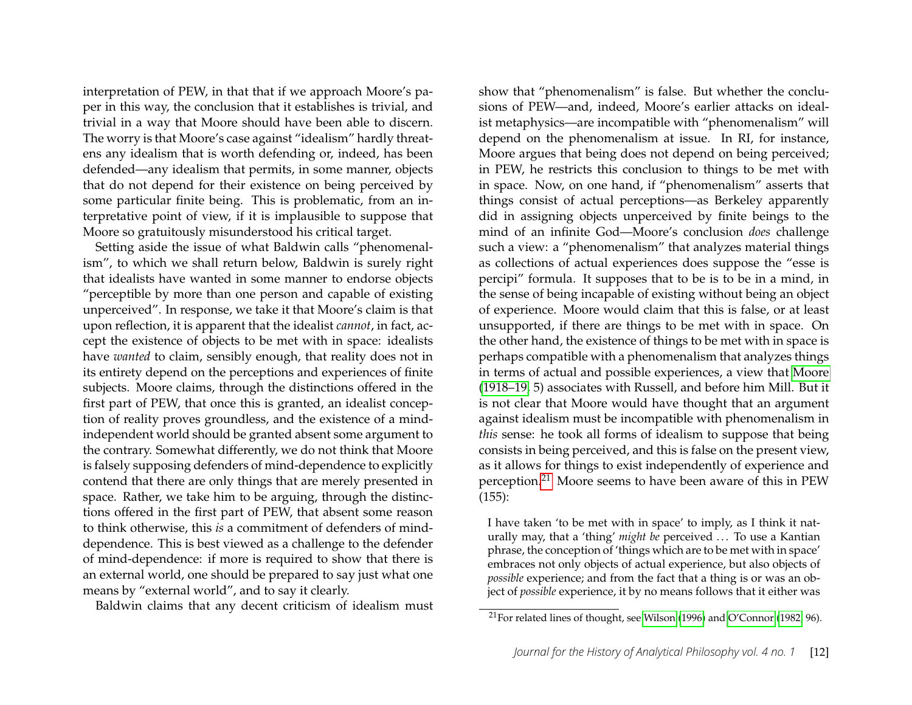interpretation of PEW, in that that if we approach Moore's paper in this way, the conclusion that it establishes is trivial, and trivial in a way that Moore should have been able to discern. The worry is that Moore's case against "idealism" hardly threatens any idealism that is worth defending or, indeed, has been defended—any idealism that permits, in some manner, objects that do not depend for their existence on being perceived by some particular finite being. This is problematic, from an interpretative point of view, if it is implausible to suppose that Moore so gratuitously misunderstood his critical target.

Setting aside the issue of what Baldwin calls "phenomenalism", to which we shall return below, Baldwin is surely right that idealists have wanted in some manner to endorse objects "perceptible by more than one person and capable of existing unperceived". In response, we take it that Moore's claim is that upon reflection, it is apparent that the idealist *cannot*, in fact, accept the existence of objects to be met with in space: idealists have *wanted* to claim, sensibly enough, that reality does not in its entirety depend on the perceptions and experiences of finite subjects. Moore claims, through the distinctions offered in the first part of PEW, that once this is granted, an idealist conception of reality proves groundless, and the existence of a mind-independent world should be granted absent some argument to the contrary. Somewhat differently, we do not think that Moore is falsely supposing defenders of mind-dependence to explicitly contend that there are only things that are merely presented in space. Rather, we take him to be arguing, through the distinctions offered in the first part of PEW, that absent some reason to think otherwise, this *is* a commitment of defenders of mind-dependence. This is best viewed as a challenge to the defender of mind-dependence: if more is required to show that there is an external world, one should be prepared to say just what one means by "external world", and to say it clearly.

Baldwin claims that any decent criticism of idealism must show that "phenomenalism" is false. But whether the conclusions of PEW—and, indeed, Moore's earlier attacks on idealist metaphysics—are incompatible with "phenomenalism" will depend on the phenomenalism at issue. In RI, for instance, Moore argues that being does not depend on being perceived; in PEW, he restricts this conclusion to things to be met with in space. Now, on one hand, if "phenomenalism" asserts that things consist of actual perceptions—as Berkeley apparently did in assigning objects unperceived by finite beings to the mind of an infinite God—Moore's conclusion *does* challenge such a view: a "phenomenalism" that analyzes material things as collections of actual experiences does suppose the "esse is percipi" formula. It supposes that to be is to be in a mind, in the sense of being incapable of existing without being an object of experience. Moore would claim that this is false, or at least unsupported, if there are things to be met with in space. On the other hand, the existence of things to be met with in space is perhaps compatible with a phenomenalism that analyzes things in terms of actual and possible experiences, a view that Moore (1918–19, 5) associates with Russell, and before him Mill. But it is not clear that Moore would have thought that an argument against idealism must be incompatible with phenomenalism in *this* sense: he took all forms of idealism to suppose that being consists in being perceived, and this is false on the present view, as it allows for things to exist independently of experience and perception.[21] Moore seems to have been aware of this in PEW (155):

> I have taken 'to be met with in space' to imply, as I think it naturally may, that a 'thing' *might be* perceived ... To use a Kantian phrase, the conception of 'things which are to be met with in space' embraces not only objects of actual experience, but also objects of *possible* experience; and from the fact that a thing is or was an object of *possible* experience, it by no means follows that it either was

[21] For related lines of thought, see Wilson (1996) and O'Connor (1982, 96).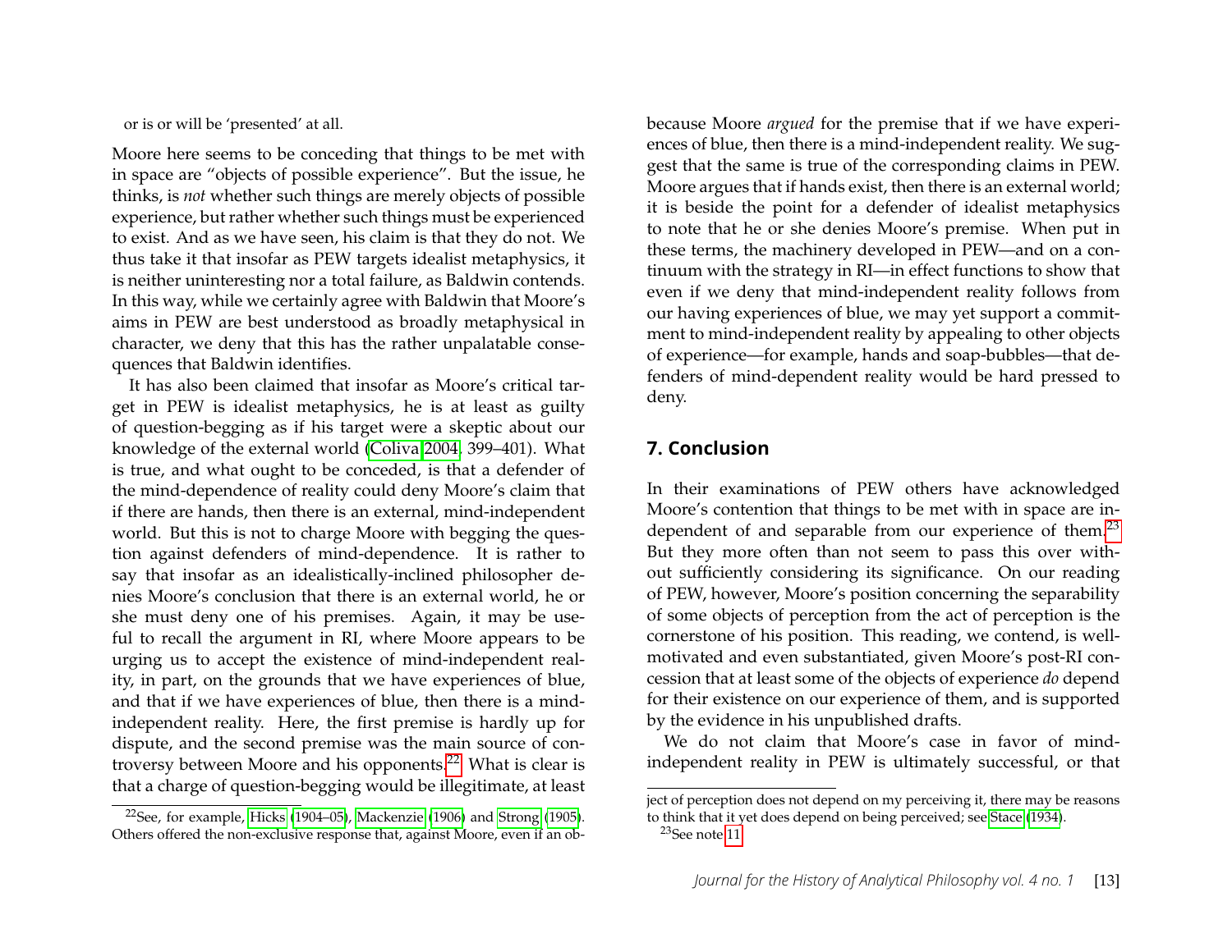or is or will be 'presented' at all.

Moore here seems to be conceding that things to be met with in space are "objects of possible experience". But the issue, he thinks, is *not* whether such things are merely objects of possible experience, but rather whether such things must be experienced to exist. And as we have seen, his claim is that they do not. We thus take it that insofar as PEW targets idealist metaphysics, it is neither uninteresting nor a total failure, as Baldwin contends. In this way, while we certainly agree with Baldwin that Moore's aims in PEW are best understood as broadly metaphysical in character, we deny that this has the rather unpalatable consequences that Baldwin identifies.

It has also been claimed that insofar as Moore's critical target in PEW is idealist metaphysics, he is at least as guilty of question-begging as if his target were a skeptic about our knowledge of the external world (Coliva 2004, 399–401). What is true, and what ought to be conceded, is that a defender of the mind-dependence of reality could deny Moore's claim that if there are hands, then there is an external, mind-independent world. But this is not to charge Moore with begging the question against defenders of mind-dependence. It is rather to say that insofar as an idealistically-inclined philosopher denies Moore's conclusion that there is an external world, he or she must deny one of his premises. Again, it may be useful to recall the argument in RI, where Moore appears to be urging us to accept the existence of mind-independent reality, in part, on the grounds that we have experiences of blue, and that if we have experiences of blue, then there is a mind-independent reality. Here, the first premise is hardly up for dispute, and the second premise was the main source of controversy between Moore and his opponents.[22] What is clear is that a charge of question-begging would be illegitimate, at least because Moore *argued* for the premise that if we have experiences of blue, then there is a mind-independent reality. We suggest that the same is true of the corresponding claims in PEW. Moore argues that if hands exist, then there is an external world; it is beside the point for a defender of idealist metaphysics to note that he or she denies Moore's premise. When put in these terms, the machinery developed in PEW—and on a continuum with the strategy in RI—in effect functions to show that even if we deny that mind-independent reality follows from our having experiences of blue, we may yet support a commitment to mind-independent reality by appealing to other objects of experience—for example, hands and soap-bubbles—that defenders of mind-dependent reality would be hard pressed to deny.

## 7. Conclusion

In their examinations of PEW others have acknowledged Moore's contention that things to be met with in space are independent of and separable from our experience of them.[23] But they more often than not seem to pass this over without sufficiently considering its significance. On our reading of PEW, however, Moore's position concerning the separability of some objects of perception from the act of perception is the cornerstone of his position. This reading, we contend, is well-motivated and even substantiated, given Moore's post-RI concession that at least some of the objects of experience *do* depend for their existence on our experience of them, and is supported by the evidence in his unpublished drafts.

We do not claim that Moore's case in favor of mind-independent reality in PEW is ultimately successful, or that

[22] See, for example, Hicks (1904–05), Mackenzie (1906) and Strong (1905). Others offered the non-exclusive response that, against Moore, even if an object of perception does not depend on my perceiving it, there may be reasons to think that it yet does depend on being perceived; see Stace (1934).

[23] See note 11.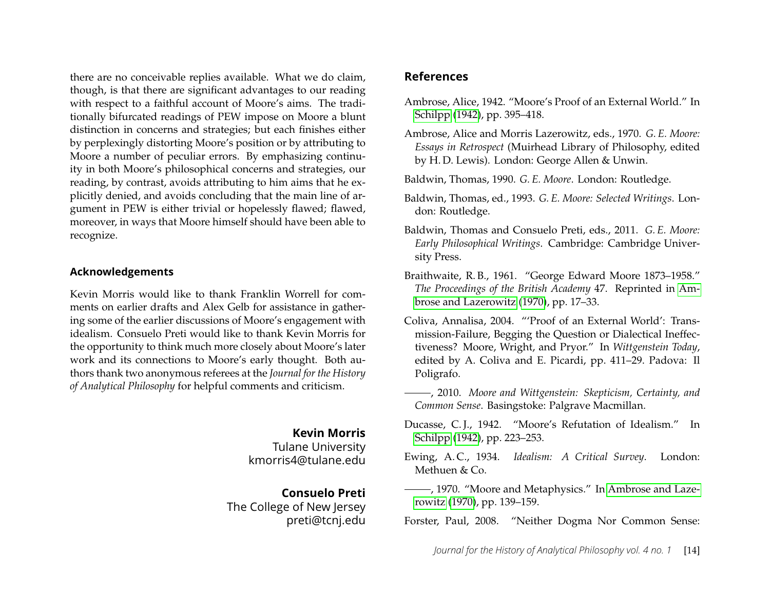there are no conceivable replies available. What we do claim, though, is that there are significant advantages to our reading with respect to a faithful account of Moore's aims. The traditionally bifurcated readings of PEW impose on Moore a blunt distinction in concerns and strategies; but each finishes either by perplexingly distorting Moore's position or by attributing to Moore a number of peculiar errors. By emphasizing continuity in both Moore's philosophical concerns and strategies, our reading, by contrast, avoids attributing to him aims that he explicitly denied, and avoids concluding that the main line of argument in PEW is either trivial or hopelessly flawed; flawed, moreover, in ways that Moore himself should have been able to recognize.

### Acknowledgements

Kevin Morris would like to thank Franklin Worrell for comments on earlier drafts and Alex Gelb for assistance in gathering some of the earlier discussions of Moore's engagement with idealism. Consuelo Preti would like to thank Kevin Morris for the opportunity to think much more closely about Moore's later work and its connections to Moore's early thought. Both authors thank two anonymous referees at the *Journal for the History of Analytical Philosophy* for helpful comments and criticism.

**Kevin Morris**
Tulane University
kmorris4@tulane.edu

**Consuelo Preti**
The College of New Jersey
preti@tcnj.edu

## References

Ambrose, Alice, 1942. "Moore's Proof of an External World." In Schilpp (1942), pp. 395–418.

Ambrose, Alice and Morris Lazerowitz, eds., 1970. *G. E. Moore: Essays in Retrospect* (Muirhead Library of Philosophy, edited by H. D. Lewis). London: George Allen & Unwin.

Baldwin, Thomas, 1990. *G. E. Moore*. London: Routledge.

Baldwin, Thomas, ed., 1993. *G. E. Moore: Selected Writings*. London: Routledge.

Baldwin, Thomas and Consuelo Preti, eds., 2011. *G. E. Moore: Early Philosophical Writings*. Cambridge: Cambridge University Press.

Braithwaite, R. B., 1961. "George Edward Moore 1873–1958." *The Proceedings of the British Academy* 47. Reprinted in Ambrose and Lazerowitz (1970), pp. 17–33.

Coliva, Annalisa, 2004. "'Proof of an External World': Transmission-Failure, Begging the Question or Dialectical Ineffectiveness? Moore, Wright, and Pryor." In *Wittgenstein Today*, edited by A. Coliva and E. Picardi, pp. 411–29. Padova: Il Poligrafo.

———, 2010. *Moore and Wittgenstein: Skepticism, Certainty, and Common Sense*. Basingstoke: Palgrave Macmillan.

Ducasse, C. J., 1942. "Moore's Refutation of Idealism." In Schilpp (1942), pp. 223–253.

Ewing, A. C., 1934. *Idealism: A Critical Survey*. London: Methuen & Co.

———, 1970. "Moore and Metaphysics." In Ambrose and Lazerowitz (1970), pp. 139–159.

Forster, Paul, 2008. "Neither Dogma Nor Common Sense: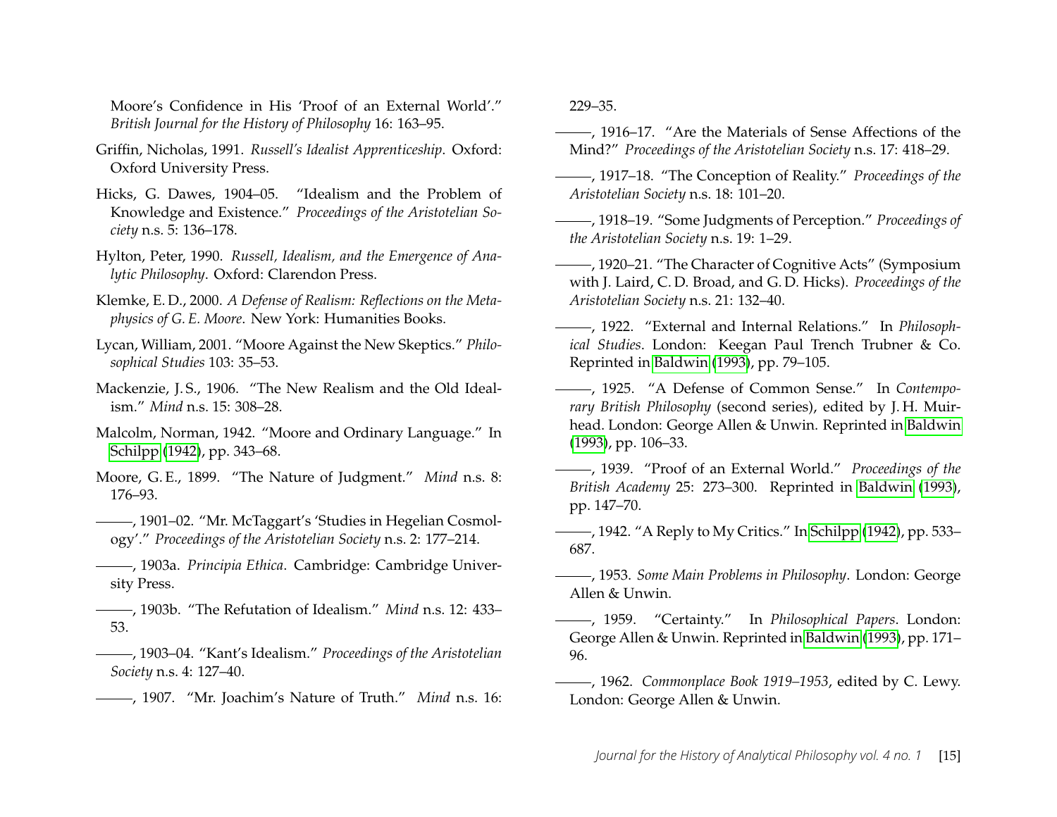Moore's Confidence in His 'Proof of an External World'." *British Journal for the History of Philosophy* 16: 163–95.

Griffin, Nicholas, 1991. *Russell's Idealist Apprenticeship*. Oxford: Oxford University Press.

Hicks, G. Dawes, 1904–05. "Idealism and the Problem of Knowledge and Existence." *Proceedings of the Aristotelian Society* n.s. 5: 136–178.

Hylton, Peter, 1990. *Russell, Idealism, and the Emergence of Analytic Philosophy*. Oxford: Clarendon Press.

Klemke, E. D., 2000. *A Defense of Realism: Reflections on the Metaphysics of G. E. Moore*. New York: Humanities Books.

Lycan, William, 2001. "Moore Against the New Skeptics." *Philosophical Studies* 103: 35–53.

Mackenzie, J. S., 1906. "The New Realism and the Old Idealism." *Mind* n.s. 15: 308–28.

Malcolm, Norman, 1942. "Moore and Ordinary Language." In Schilpp (1942), pp. 343–68.

Moore, G. E., 1899. "The Nature of Judgment." *Mind* n.s. 8: 176–93.

———, 1901–02. "Mr. McTaggart's 'Studies in Hegelian Cosmology'." *Proceedings of the Aristotelian Society* n.s. 2: 177–214.

———, 1903a. *Principia Ethica*. Cambridge: Cambridge University Press.

———, 1903b. "The Refutation of Idealism." *Mind* n.s. 12: 433–53.

———, 1903–04. "Kant's Idealism." *Proceedings of the Aristotelian Society* n.s. 4: 127–40.

———, 1907. "Mr. Joachim's Nature of Truth." *Mind* n.s. 16: 229–35.

———, 1916–17. "Are the Materials of Sense Affections of the Mind?" *Proceedings of the Aristotelian Society* n.s. 17: 418–29.

———, 1917–18. "The Conception of Reality." *Proceedings of the Aristotelian Society* n.s. 18: 101–20.

———, 1918–19. "Some Judgments of Perception." *Proceedings of the Aristotelian Society* n.s. 19: 1–29.

———, 1920–21. "The Character of Cognitive Acts" (Symposium with J. Laird, C. D. Broad, and G. D. Hicks). *Proceedings of the Aristotelian Society* n.s. 21: 132–40.

———, 1922. "External and Internal Relations." In *Philosophical Studies*. London: Keegan Paul Trench Trubner & Co. Reprinted in Baldwin (1993), pp. 79–105.

———, 1925. "A Defense of Common Sense." In *Contemporary British Philosophy* (second series), edited by J. H. Muirhead. London: George Allen & Unwin. Reprinted in Baldwin (1993), pp. 106–33.

———, 1939. "Proof of an External World." *Proceedings of the British Academy* 25: 273–300. Reprinted in Baldwin (1993), pp. 147–70.

———, 1942. "A Reply to My Critics." In Schilpp (1942), pp. 533–687.

———, 1953. *Some Main Problems in Philosophy*. London: George Allen & Unwin.

———, 1959. "Certainty." In *Philosophical Papers*. London: George Allen & Unwin. Reprinted in Baldwin (1993), pp. 171–96.

———, 1962. *Commonplace Book 1919–1953*, edited by C. Lewy. London: George Allen & Unwin.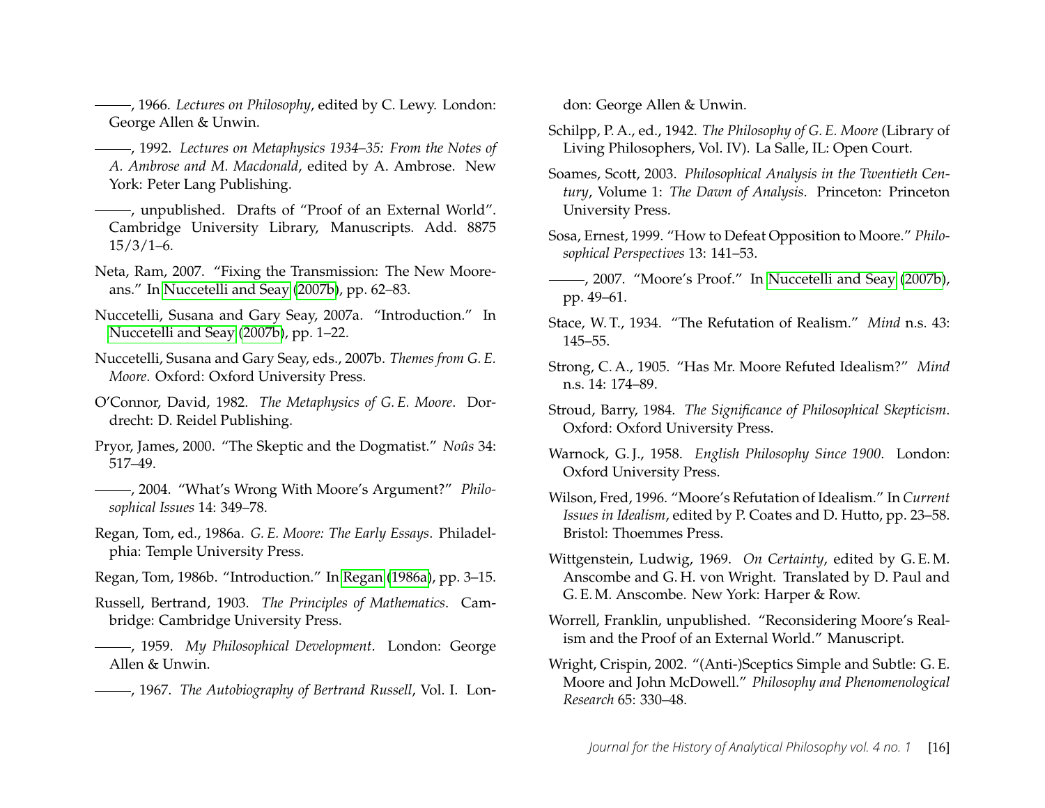———, 1966. *Lectures on Philosophy*, edited by C. Lewy. London: George Allen & Unwin.

———, 1992. *Lectures on Metaphysics 1934–35: From the Notes of A. Ambrose and M. Macdonald*, edited by A. Ambrose. New York: Peter Lang Publishing.

———, unpublished. Drafts of "Proof of an External World". Cambridge University Library, Manuscripts. Add. 8875 15/3/1–6.

Neta, Ram, 2007. "Fixing the Transmission: The New Mooreans." In Nuccetelli and Seay (2007b), pp. 62–83.

Nuccetelli, Susana and Gary Seay, 2007a. "Introduction." In Nuccetelli and Seay (2007b), pp. 1–22.

Nuccetelli, Susana and Gary Seay, eds., 2007b. *Themes from G. E. Moore*. Oxford: Oxford University Press.

O'Connor, David, 1982. *The Metaphysics of G. E. Moore*. Dordrecht: D. Reidel Publishing.

Pryor, James, 2000. "The Skeptic and the Dogmatist." *Noûs* 34: 517–49.

———, 2004. "What's Wrong With Moore's Argument?" *Philosophical Issues* 14: 349–78.

Regan, Tom, ed., 1986a. *G. E. Moore: The Early Essays*. Philadelphia: Temple University Press.

Regan, Tom, 1986b. "Introduction." In Regan (1986a), pp. 3–15.

Russell, Bertrand, 1903. *The Principles of Mathematics*. Cambridge: Cambridge University Press.

———, 1959. *My Philosophical Development*. London: George Allen & Unwin.

———, 1967. *The Autobiography of Bertrand Russell*, Vol. I. London: George Allen & Unwin.

Schilpp, P. A., ed., 1942. *The Philosophy of G. E. Moore* (Library of Living Philosophers, Vol. IV). La Salle, IL: Open Court.

Soames, Scott, 2003. *Philosophical Analysis in the Twentieth Century*, Volume 1: *The Dawn of Analysis*. Princeton: Princeton University Press.

Sosa, Ernest, 1999. "How to Defeat Opposition to Moore." *Philosophical Perspectives* 13: 141–53.

———, 2007. "Moore's Proof." In Nuccetelli and Seay (2007b), pp. 49–61.

Stace, W. T., 1934. "The Refutation of Realism." *Mind* n.s. 43: 145–55.

Strong, C. A., 1905. "Has Mr. Moore Refuted Idealism?" *Mind* n.s. 14: 174–89.

Stroud, Barry, 1984. *The Significance of Philosophical Skepticism*. Oxford: Oxford University Press.

Warnock, G. J., 1958. *English Philosophy Since 1900*. London: Oxford University Press.

Wilson, Fred, 1996. "Moore's Refutation of Idealism." In *Current Issues in Idealism*, edited by P. Coates and D. Hutto, pp. 23–58. Bristol: Thoemmes Press.

Wittgenstein, Ludwig, 1969. *On Certainty*, edited by G. E. M. Anscombe and G. H. von Wright. Translated by D. Paul and G. E. M. Anscombe. New York: Harper & Row.

Worrell, Franklin, unpublished. "Reconsidering Moore's Realism and the Proof of an External World." Manuscript.

Wright, Crispin, 2002. "(Anti-)Sceptics Simple and Subtle: G. E. Moore and John McDowell." *Philosophy and Phenomenological Research* 65: 330–48.